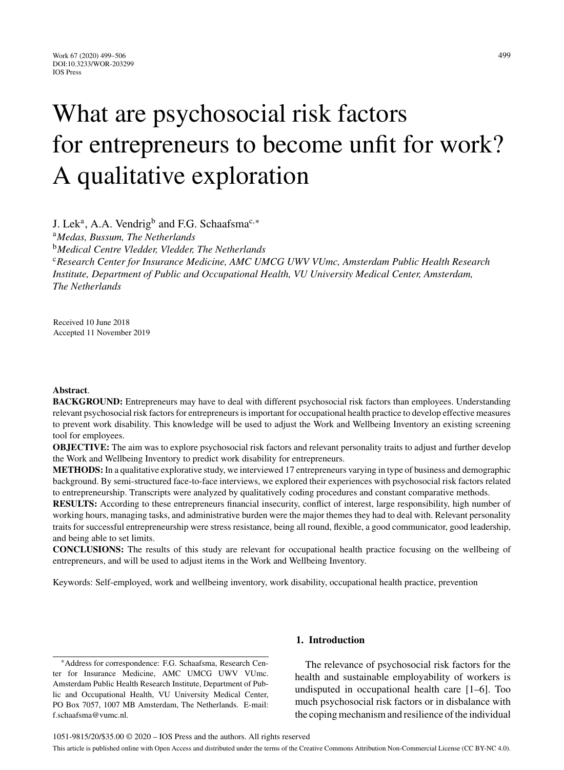# What are psychosocial risk factors for entrepreneurs to become unfit for work? A qualitative exploration

J. Lek[a], A.A. Vendrig[b] and F.G. Schaafsma[c,*]

[a]*Medas, Bussum, The Netherlands*

[b]*Medical Centre Vledder, Vledder, The Netherlands*

[c]*Research Center for Insurance Medicine, AMC UMCG UWV VUmc, Amsterdam Public Health Research Institute, Department of Public and Occupational Health, VU University Medical Center, Amsterdam, The Netherlands*

Received 10 June 2018
Accepted 11 November 2019

**Abstract**.

**BACKGROUND:** Entrepreneurs may have to deal with different psychosocial risk factors than employees. Understanding relevant psychosocial risk factors for entrepreneurs is important for occupational health practice to develop effective measures to prevent work disability. This knowledge will be used to adjust the Work and Wellbeing Inventory an existing screening tool for employees.

**OBJECTIVE:** The aim was to explore psychosocial risk factors and relevant personality traits to adjust and further develop the Work and Wellbeing Inventory to predict work disability for entrepreneurs.

**METHODS:** In a qualitative explorative study, we interviewed 17 entrepreneurs varying in type of business and demographic background. By semi-structured face-to-face interviews, we explored their experiences with psychosocial risk factors related to entrepreneurship. Transcripts were analyzed by qualitatively coding procedures and constant comparative methods.

**RESULTS:** According to these entrepreneurs financial insecurity, conflict of interest, large responsibility, high number of working hours, managing tasks, and administrative burden were the major themes they had to deal with. Relevant personality traits for successful entrepreneurship were stress resistance, being all round, flexible, a good communicator, good leadership, and being able to set limits.

**CONCLUSIONS:** The results of this study are relevant for occupational health practice focusing on the wellbeing of entrepreneurs, and will be used to adjust items in the Work and Wellbeing Inventory.

Keywords: Self-employed, work and wellbeing inventory, work disability, occupational health practice, prevention

## 1. Introduction

The relevance of psychosocial risk factors for the health and sustainable employability of workers is undisputed in occupational health care [1–6]. Too much psychosocial risk factors or in disbalance with the coping mechanism and resilience of the individual

*Address for correspondence: F.G. Schaafsma, Research Center for Insurance Medicine, AMC UMCG UWV VUmc. Amsterdam Public Health Research Institute, Department of Public and Occupational Health, VU University Medical Center, PO Box 7057, 1007 MB Amsterdam, The Netherlands. E-mail: f.schaafsma@vumc.nl.

1051-9815/20/$35.00 © 2020 – IOS Press and the authors. All rights reserved

This article is published online with Open Access and distributed under the terms of the Creative Commons Attribution Non-Commercial License (CC BY-NC 4.0).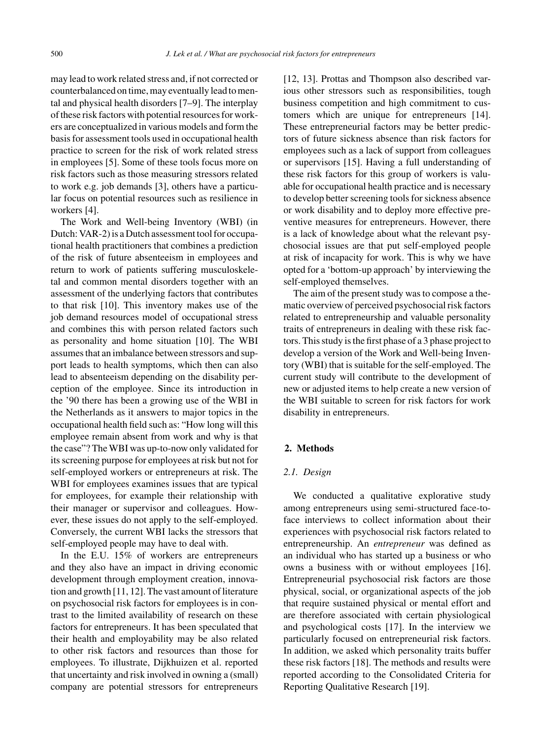may lead to work related stress and, if not corrected or counterbalanced on time, may eventually lead to mental and physical health disorders [7–9]. The interplay of these risk factors with potential resources for workers are conceptualized in various models and form the basis for assessment tools used in occupational health practice to screen for the risk of work related stress in employees [5]. Some of these tools focus more on risk factors such as those measuring stressors related to work e.g. job demands [3], others have a particular focus on potential resources such as resilience in workers [4].

The Work and Well-being Inventory (WBI) (in Dutch: VAR-2) is a Dutch assessment tool for occupational health practitioners that combines a prediction of the risk of future absenteeism in employees and return to work of patients suffering musculoskeletal and common mental disorders together with an assessment of the underlying factors that contributes to that risk [10]. This inventory makes use of the job demand resources model of occupational stress and combines this with person related factors such as personality and home situation [10]. The WBI assumes that an imbalance between stressors and support leads to health symptoms, which then can also lead to absenteeism depending on the disability perception of the employee. Since its introduction in the '90 there has been a growing use of the WBI in the Netherlands as it answers to major topics in the occupational health field such as: "How long will this employee remain absent from work and why is that the case"? The WBI was up-to-now only validated for its screening purpose for employees at risk but not for self-employed workers or entrepreneurs at risk. The WBI for employees examines issues that are typical for employees, for example their relationship with their manager or supervisor and colleagues. However, these issues do not apply to the self-employed. Conversely, the current WBI lacks the stressors that self-employed people may have to deal with.

In the E.U. 15% of workers are entrepreneurs and they also have an impact in driving economic development through employment creation, innovation and growth [11, 12]. The vast amount of literature on psychosocial risk factors for employees is in contrast to the limited availability of research on these factors for entrepreneurs. It has been speculated that their health and employability may be also related to other risk factors and resources than those for employees. To illustrate, Dijkhuizen et al. reported that uncertainty and risk involved in owning a (small) company are potential stressors for entrepreneurs [12, 13]. Prottas and Thompson also described various other stressors such as responsibilities, tough business competition and high commitment to customers which are unique for entrepreneurs [14]. These entrepreneurial factors may be better predictors of future sickness absence than risk factors for employees such as a lack of support from colleagues or supervisors [15]. Having a full understanding of these risk factors for this group of workers is valuable for occupational health practice and is necessary to develop better screening tools for sickness absence or work disability and to deploy more effective preventive measures for entrepreneurs. However, there is a lack of knowledge about what the relevant psychosocial issues are that put self-employed people at risk of incapacity for work. This is why we have opted for a 'bottom-up approach' by interviewing the self-employed themselves.

The aim of the present study was to compose a thematic overview of perceived psychosocial risk factors related to entrepreneurship and valuable personality traits of entrepreneurs in dealing with these risk factors. This study is the first phase of a 3 phase project to develop a version of the Work and Well-being Inventory (WBI) that is suitable for the self-employed. The current study will contribute to the development of new or adjusted items to help create a new version of the WBI suitable to screen for risk factors for work disability in entrepreneurs.

## 2. Methods

### 2.1. Design

We conducted a qualitative explorative study among entrepreneurs using semi-structured face-to-face interviews to collect information about their experiences with psychosocial risk factors related to entrepreneurship. An *entrepreneur* was defined as an individual who has started up a business or who owns a business with or without employees [16]. Entrepreneurial psychosocial risk factors are those physical, social, or organizational aspects of the job that require sustained physical or mental effort and are therefore associated with certain physiological and psychological costs [17]. In the interview we particularly focused on entrepreneurial risk factors. In addition, we asked which personality traits buffer these risk factors [18]. The methods and results were reported according to the Consolidated Criteria for Reporting Qualitative Research [19].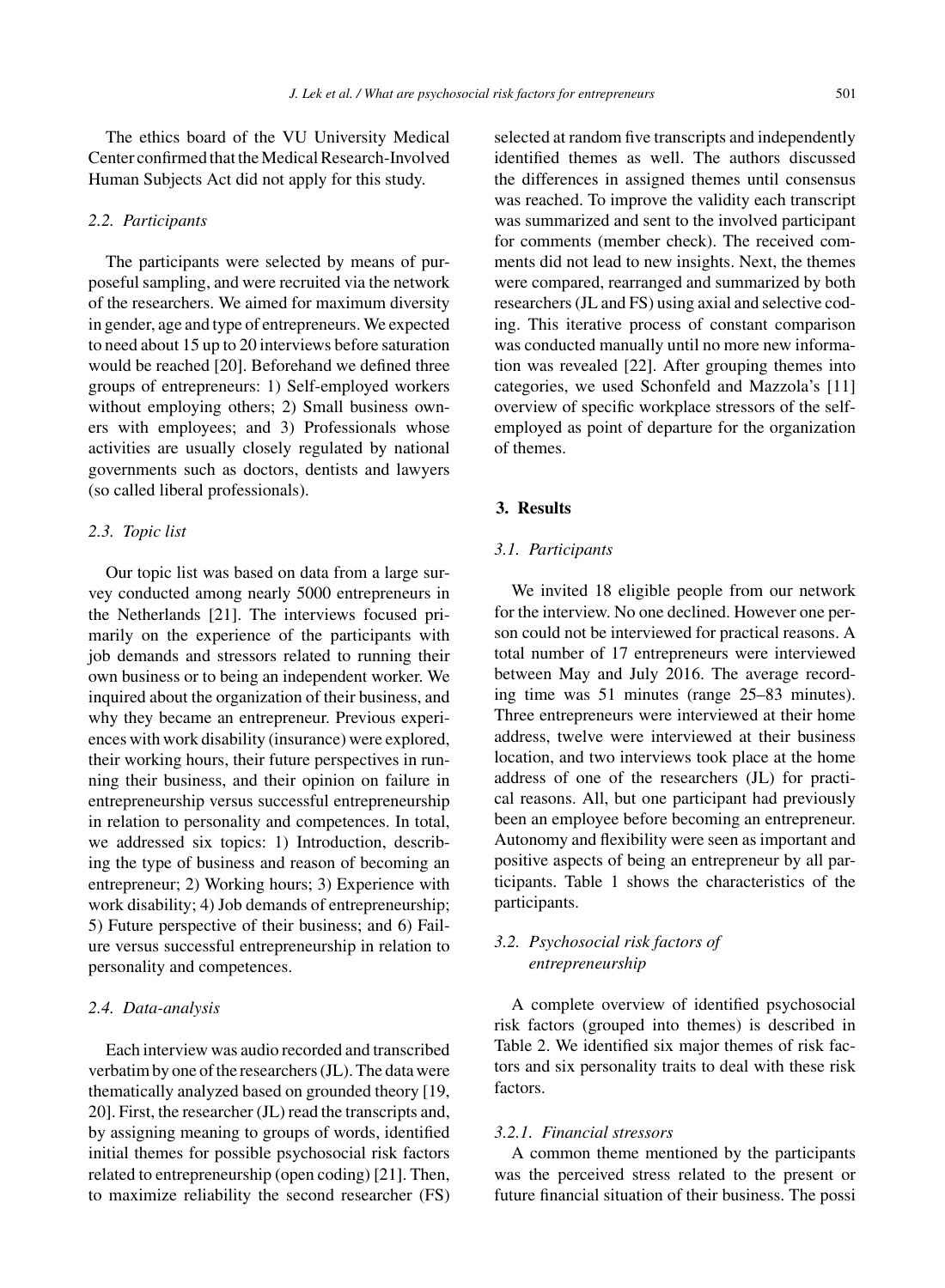The ethics board of the VU University Medical Center confirmed that the Medical Research-Involved Human Subjects Act did not apply for this study.

### *2.2. Participants*

The participants were selected by means of purposeful sampling, and were recruited via the network of the researchers. We aimed for maximum diversity in gender, age and type of entrepreneurs. We expected to need about 15 up to 20 interviews before saturation would be reached [20]. Beforehand we defined three groups of entrepreneurs: 1) Self-employed workers without employing others; 2) Small business owners with employees; and 3) Professionals whose activities are usually closely regulated by national governments such as doctors, dentists and lawyers (so called liberal professionals).

### *2.3. Topic list*

Our topic list was based on data from a large survey conducted among nearly 5000 entrepreneurs in the Netherlands [21]. The interviews focused primarily on the experience of the participants with job demands and stressors related to running their own business or to being an independent worker. We inquired about the organization of their business, and why they became an entrepreneur. Previous experiences with work disability (insurance) were explored, their working hours, their future perspectives in running their business, and their opinion on failure in entrepreneurship versus successful entrepreneurship in relation to personality and competences. In total, we addressed six topics: 1) Introduction, describing the type of business and reason of becoming an entrepreneur; 2) Working hours; 3) Experience with work disability; 4) Job demands of entrepreneurship; 5) Future perspective of their business; and 6) Failure versus successful entrepreneurship in relation to personality and competences.

### *2.4. Data-analysis*

Each interview was audio recorded and transcribed verbatim by one of the researchers (JL). The data were thematically analyzed based on grounded theory [19, 20]. First, the researcher (JL) read the transcripts and, by assigning meaning to groups of words, identified initial themes for possible psychosocial risk factors related to entrepreneurship (open coding) [21]. Then, to maximize reliability the second researcher (FS) selected at random five transcripts and independently identified themes as well. The authors discussed the differences in assigned themes until consensus was reached. To improve the validity each transcript was summarized and sent to the involved participant for comments (member check). The received comments did not lead to new insights. Next, the themes were compared, rearranged and summarized by both researchers (JL and FS) using axial and selective coding. This iterative process of constant comparison was conducted manually until no more new information was revealed [22]. After grouping themes into categories, we used Schonfeld and Mazzola's [11] overview of specific workplace stressors of the self-employed as point of departure for the organization of themes.

## 3. Results

### *3.1. Participants*

We invited 18 eligible people from our network for the interview. No one declined. However one person could not be interviewed for practical reasons. A total number of 17 entrepreneurs were interviewed between May and July 2016. The average recording time was 51 minutes (range 25–83 minutes). Three entrepreneurs were interviewed at their home address, twelve were interviewed at their business location, and two interviews took place at the home address of one of the researchers (JL) for practical reasons. All, but one participant had previously been an employee before becoming an entrepreneur. Autonomy and flexibility were seen as important and positive aspects of being an entrepreneur by all participants. Table 1 shows the characteristics of the participants.

### *3.2. Psychosocial risk factors of entrepreneurship*

A complete overview of identified psychosocial risk factors (grouped into themes) is described in Table 2. We identified six major themes of risk factors and six personality traits to deal with these risk factors.

#### *3.2.1. Financial stressors*

A common theme mentioned by the participants was the perceived stress related to the present or future financial situation of their business. The possi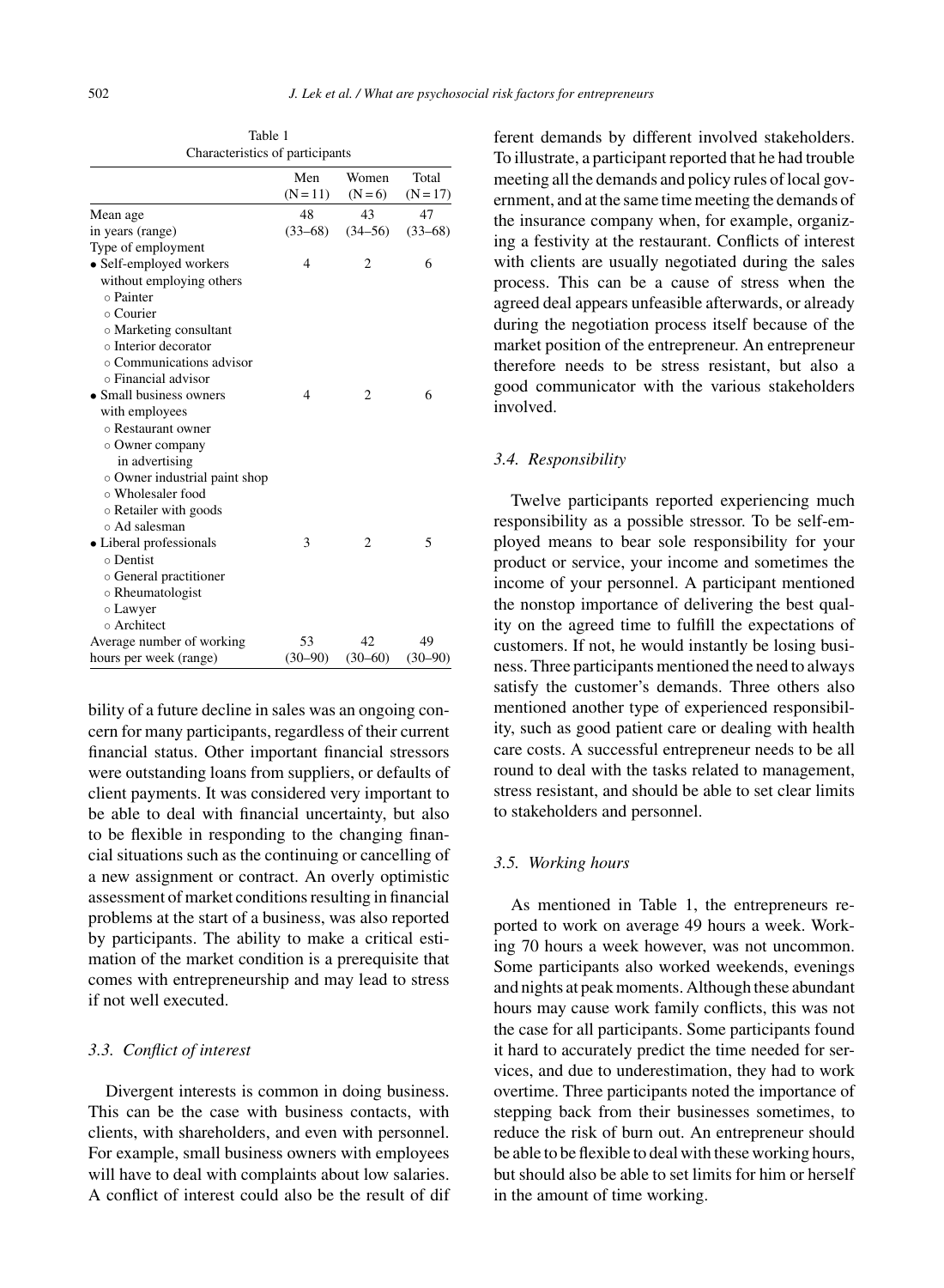Table 1
Characteristics of participants

| | Men (N = 11) | Women (N = 6) | Total (N = 17) |
|---|---|---|---|
| Mean age in years (range) | 48 (33–68) | 43 (34–56) | 47 (33–68) |
| Type of employment | | | |
| • Self-employed workers without employing others | 4 | 2 | 6 |
| ○ Painter | | | |
| ○ Courier | | | |
| ○ Marketing consultant | | | |
| ○ Interior decorator | | | |
| ○ Communications advisor | | | |
| ○ Financial advisor | | | |
| • Small business owners with employees | 4 | 2 | 6 |
| ○ Restaurant owner | | | |
| ○ Owner company in advertising | | | |
| ○ Owner industrial paint shop | | | |
| ○ Wholesaler food | | | |
| ○ Retailer with goods | | | |
| ○ Ad salesman | | | |
| • Liberal professionals | 3 | 2 | 5 |
| ○ Dentist | | | |
| ○ General practitioner | | | |
| ○ Rheumatologist | | | |
| ○ Lawyer | | | |
| ○ Architect | | | |
| Average number of working hours per week (range) | 53 (30–90) | 42 (30–60) | 49 (30–90) |

bility of a future decline in sales was an ongoing concern for many participants, regardless of their current financial status. Other important financial stressors were outstanding loans from suppliers, or defaults of client payments. It was considered very important to be able to deal with financial uncertainty, but also to be flexible in responding to the changing financial situations such as the continuing or cancelling of a new assignment or contract. An overly optimistic assessment of market conditions resulting in financial problems at the start of a business, was also reported by participants. The ability to make a critical estimation of the market condition is a prerequisite that comes with entrepreneurship and may lead to stress if not well executed.

### *3.3. Conflict of interest*

Divergent interests is common in doing business. This can be the case with business contacts, with clients, with shareholders, and even with personnel. For example, small business owners with employees will have to deal with complaints about low salaries. A conflict of interest could also be the result of different demands by different involved stakeholders. To illustrate, a participant reported that he had trouble meeting all the demands and policy rules of local government, and at the same time meeting the demands of the insurance company when, for example, organizing a festivity at the restaurant. Conflicts of interest with clients are usually negotiated during the sales process. This can be a cause of stress when the agreed deal appears unfeasible afterwards, or already during the negotiation process itself because of the market position of the entrepreneur. An entrepreneur therefore needs to be stress resistant, but also a good communicator with the various stakeholders involved.

### *3.4. Responsibility*

Twelve participants reported experiencing much responsibility as a possible stressor. To be self-employed means to bear sole responsibility for your product or service, your income and sometimes the income of your personnel. A participant mentioned the nonstop importance of delivering the best quality on the agreed time to fulfill the expectations of customers. If not, he would instantly be losing business. Three participants mentioned the need to always satisfy the customer's demands. Three others also mentioned another type of experienced responsibility, such as good patient care or dealing with health care costs. A successful entrepreneur needs to be all round to deal with the tasks related to management, stress resistant, and should be able to set clear limits to stakeholders and personnel.

### *3.5. Working hours*

As mentioned in Table 1, the entrepreneurs reported to work on average 49 hours a week. Working 70 hours a week however, was not uncommon. Some participants also worked weekends, evenings and nights at peak moments. Although these abundant hours may cause work family conflicts, this was not the case for all participants. Some participants found it hard to accurately predict the time needed for services, and due to underestimation, they had to work overtime. Three participants noted the importance of stepping back from their businesses sometimes, to reduce the risk of burn out. An entrepreneur should be able to be flexible to deal with these working hours, but should also be able to set limits for him or herself in the amount of time working.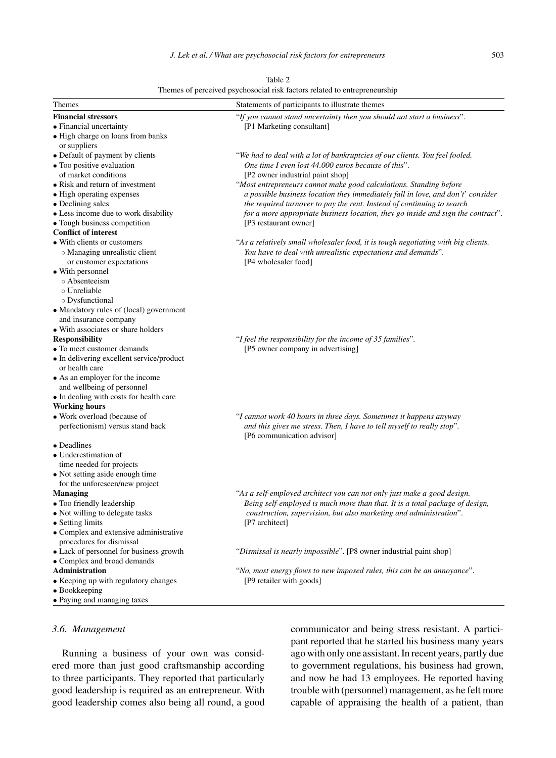Table 2
Themes of perceived psychosocial risk factors related to entrepreneurship

| Themes | Statements of participants to illustrate themes |
|---|---|
| **Financial stressors** | "*If you cannot stand uncertainty then you should not start a business*". [P1 Marketing consultant] |
| • Financial uncertainty | |
| • High charge on loans from banks or suppliers | |
| • Default of payment by clients | "*We had to deal with a lot of bankruptcies of our clients. You feel fooled. One time I even lost 44.000 euros because of this*". [P2 owner industrial paint shop] |
| • Too positive evaluation of market conditions | |
| • Risk and return of investment | "*Most entrepreneurs cannot make good calculations. Standing before a possible business location they immediately fall in love, and don't' consider the required turnover to pay the rent. Instead of continuing to search for a more appropriate business location, they go inside and sign the contract*". [P3 restaurant owner] |
| • High operating expenses | |
| • Declining sales | |
| • Less income due to work disability | |
| • Tough business competition | |
| **Conflict of interest** | |
| • With clients or customers | "*As a relatively small wholesaler food, it is tough negotiating with big clients. You have to deal with unrealistic expectations and demands*". [P4 wholesaler food] |
| ◦ Managing unrealistic client or customer expectations | |
| • With personnel | |
| ◦ Absenteeism | |
| ◦ Unreliable | |
| ◦ Dysfunctional | |
| • Mandatory rules of (local) government and insurance company | |
| • With associates or share holders | |
| **Responsibility** | "*I feel the responsibility for the income of 35 families*". [P5 owner company in advertising] |
| • To meet customer demands | |
| • In delivering excellent service/product or health care | |
| • As an employer for the income and wellbeing of personnel | |
| • In dealing with costs for health care | |
| **Working hours** | |
| • Work overload (because of perfectionism) versus stand back | "*I cannot work 40 hours in three days. Sometimes it happens anyway and this gives me stress. Then, I have to tell myself to really stop*". [P6 communication advisor] |
| • Deadlines | |
| • Underestimation of time needed for projects | |
| • Not setting aside enough time for the unforeseen/new project | |
| **Managing** | "*As a self-employed architect you can not only just make a good design. Being self-employed is much more than that. It is a total package of design, construction, supervision, but also marketing and administration*". [P7 architect] |
| • Too friendly leadership | |
| • Not willing to delegate tasks | |
| • Setting limits | |
| • Complex and extensive administrative procedures for dismissal | "*Dismissal is nearly impossible*". [P8 owner industrial paint shop] |
| • Lack of personnel for business growth | |
| • Complex and broad demands | |
| **Administration** | "*No, most energy flows to new imposed rules, this can be an annoyance*". [P9 retailer with goods] |
| • Keeping up with regulatory changes | |
| • Bookkeeping | |
| • Paying and managing taxes | |

### 3.6. Management

Running a business of your own was considered more than just good craftsmanship according to three participants. They reported that particularly good leadership is required as an entrepreneur. With good leadership comes also being all round, a good communicator and being stress resistant. A participant reported that he started his business many years ago with only one assistant. In recent years, partly due to government regulations, his business had grown, and now he had 13 employees. He reported having trouble with (personnel) management, as he felt more capable of appraising the health of a patient, than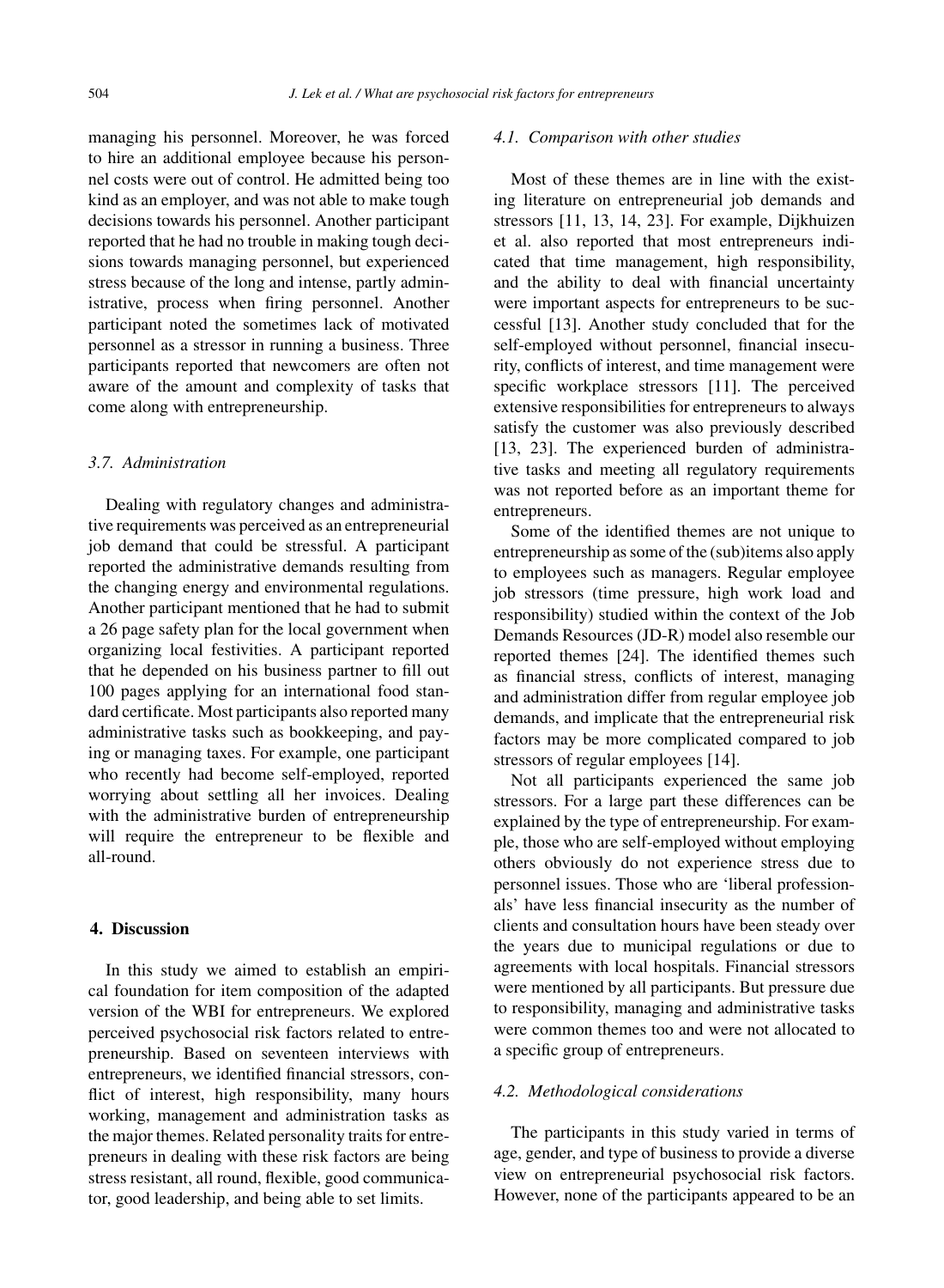managing his personnel. Moreover, he was forced to hire an additional employee because his personnel costs were out of control. He admitted being too kind as an employer, and was not able to make tough decisions towards his personnel. Another participant reported that he had no trouble in making tough decisions towards managing personnel, but experienced stress because of the long and intense, partly administrative, process when firing personnel. Another participant noted the sometimes lack of motivated personnel as a stressor in running a business. Three participants reported that newcomers are often not aware of the amount and complexity of tasks that come along with entrepreneurship.

### 3.7. Administration

Dealing with regulatory changes and administrative requirements was perceived as an entrepreneurial job demand that could be stressful. A participant reported the administrative demands resulting from the changing energy and environmental regulations. Another participant mentioned that he had to submit a 26 page safety plan for the local government when organizing local festivities. A participant reported that he depended on his business partner to fill out 100 pages applying for an international food standard certificate. Most participants also reported many administrative tasks such as bookkeeping, and paying or managing taxes. For example, one participant who recently had become self-employed, reported worrying about settling all her invoices. Dealing with the administrative burden of entrepreneurship will require the entrepreneur to be flexible and all-round.

## 4. Discussion

In this study we aimed to establish an empirical foundation for item composition of the adapted version of the WBI for entrepreneurs. We explored perceived psychosocial risk factors related to entrepreneurship. Based on seventeen interviews with entrepreneurs, we identified financial stressors, conflict of interest, high responsibility, many hours working, management and administration tasks as the major themes. Related personality traits for entrepreneurs in dealing with these risk factors are being stress resistant, all round, flexible, good communicator, good leadership, and being able to set limits.

### 4.1. Comparison with other studies

Most of these themes are in line with the existing literature on entrepreneurial job demands and stressors [11, 13, 14, 23]. For example, Dijkhuizen et al. also reported that most entrepreneurs indicated that time management, high responsibility, and the ability to deal with financial uncertainty were important aspects for entrepreneurs to be successful [13]. Another study concluded that for the self-employed without personnel, financial insecurity, conflicts of interest, and time management were specific workplace stressors [11]. The perceived extensive responsibilities for entrepreneurs to always satisfy the customer was also previously described [13, 23]. The experienced burden of administrative tasks and meeting all regulatory requirements was not reported before as an important theme for entrepreneurs.

Some of the identified themes are not unique to entrepreneurship as some of the (sub)items also apply to employees such as managers. Regular employee job stressors (time pressure, high work load and responsibility) studied within the context of the Job Demands Resources (JD-R) model also resemble our reported themes [24]. The identified themes such as financial stress, conflicts of interest, managing and administration differ from regular employee job demands, and implicate that the entrepreneurial risk factors may be more complicated compared to job stressors of regular employees [14].

Not all participants experienced the same job stressors. For a large part these differences can be explained by the type of entrepreneurship. For example, those who are self-employed without employing others obviously do not experience stress due to personnel issues. Those who are 'liberal professionals' have less financial insecurity as the number of clients and consultation hours have been steady over the years due to municipal regulations or due to agreements with local hospitals. Financial stressors were mentioned by all participants. But pressure due to responsibility, managing and administrative tasks were common themes too and were not allocated to a specific group of entrepreneurs.

### 4.2. Methodological considerations

The participants in this study varied in terms of age, gender, and type of business to provide a diverse view on entrepreneurial psychosocial risk factors. However, none of the participants appeared to be an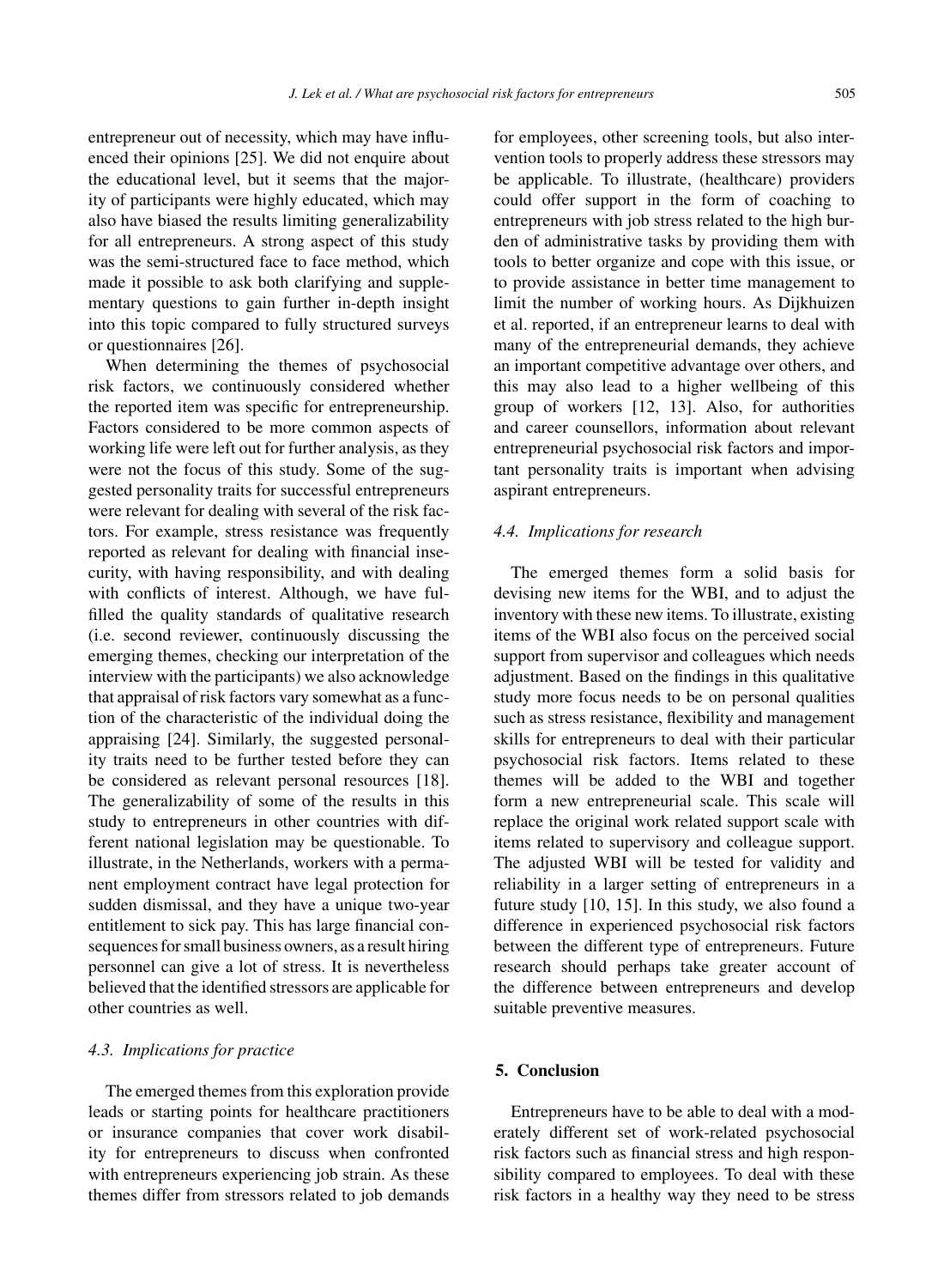entrepreneur out of necessity, which may have influenced their opinions [25]. We did not enquire about the educational level, but it seems that the majority of participants were highly educated, which may also have biased the results limiting generalizability for all entrepreneurs. A strong aspect of this study was the semi-structured face to face method, which made it possible to ask both clarifying and supplementary questions to gain further in-depth insight into this topic compared to fully structured surveys or questionnaires [26].

When determining the themes of psychosocial risk factors, we continuously considered whether the reported item was specific for entrepreneurship. Factors considered to be more common aspects of working life were left out for further analysis, as they were not the focus of this study. Some of the suggested personality traits for successful entrepreneurs were relevant for dealing with several of the risk factors. For example, stress resistance was frequently reported as relevant for dealing with financial insecurity, with having responsibility, and with dealing with conflicts of interest. Although, we have fulfilled the quality standards of qualitative research (i.e. second reviewer, continuously discussing the emerging themes, checking our interpretation of the interview with the participants) we also acknowledge that appraisal of risk factors vary somewhat as a function of the characteristic of the individual doing the appraising [24]. Similarly, the suggested personality traits need to be further tested before they can be considered as relevant personal resources [18]. The generalizability of some of the results in this study to entrepreneurs in other countries with different national legislation may be questionable. To illustrate, in the Netherlands, workers with a permanent employment contract have legal protection for sudden dismissal, and they have a unique two-year entitlement to sick pay. This has large financial consequences for small business owners, as a result hiring personnel can give a lot of stress. It is nevertheless believed that the identified stressors are applicable for other countries as well.

### *4.3. Implications for practice*

The emerged themes from this exploration provide leads or starting points for healthcare practitioners or insurance companies that cover work disability for entrepreneurs to discuss when confronted with entrepreneurs experiencing job strain. As these themes differ from stressors related to job demands for employees, other screening tools, but also intervention tools to properly address these stressors may be applicable. To illustrate, (healthcare) providers could offer support in the form of coaching to entrepreneurs with job stress related to the high burden of administrative tasks by providing them with tools to better organize and cope with this issue, or to provide assistance in better time management to limit the number of working hours. As Dijkhuizen et al. reported, if an entrepreneur learns to deal with many of the entrepreneurial demands, they achieve an important competitive advantage over others, and this may also lead to a higher wellbeing of this group of workers [12, 13]. Also, for authorities and career counsellors, information about relevant entrepreneurial psychosocial risk factors and important personality traits is important when advising aspirant entrepreneurs.

### *4.4. Implications for research*

The emerged themes form a solid basis for devising new items for the WBI, and to adjust the inventory with these new items. To illustrate, existing items of the WBI also focus on the perceived social support from supervisor and colleagues which needs adjustment. Based on the findings in this qualitative study more focus needs to be on personal qualities such as stress resistance, flexibility and management skills for entrepreneurs to deal with their particular psychosocial risk factors. Items related to these themes will be added to the WBI and together form a new entrepreneurial scale. This scale will replace the original work related support scale with items related to supervisory and colleague support. The adjusted WBI will be tested for validity and reliability in a larger setting of entrepreneurs in a future study [10, 15]. In this study, we also found a difference in experienced psychosocial risk factors between the different type of entrepreneurs. Future research should perhaps take greater account of the difference between entrepreneurs and develop suitable preventive measures.

## 5. Conclusion

Entrepreneurs have to be able to deal with a moderately different set of work-related psychosocial risk factors such as financial stress and high responsibility compared to employees. To deal with these risk factors in a healthy way they need to be stress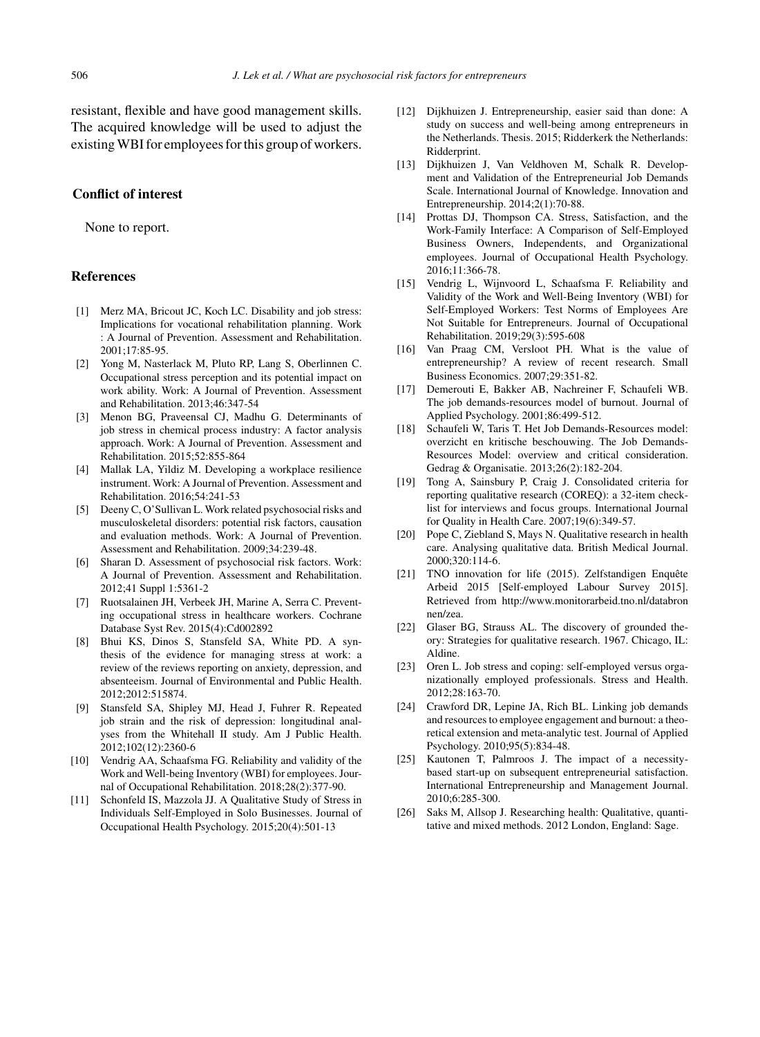resistant, flexible and have good management skills. The acquired knowledge will be used to adjust the existing WBI for employees for this group of workers.

## Conflict of interest

None to report.

## References

[1] Merz MA, Bricout JC, Koch LC. Disability and job stress: Implications for vocational rehabilitation planning. Work : A Journal of Prevention. Assessment and Rehabilitation. 2001;17:85-95.

[2] Yong M, Nasterlack M, Pluto RP, Lang S, Oberlinnen C. Occupational stress perception and its potential impact on work ability. Work: A Journal of Prevention. Assessment and Rehabilitation. 2013;46:347-54

[3] Menon BG, Praveensal CJ, Madhu G. Determinants of job stress in chemical process industry: A factor analysis approach. Work: A Journal of Prevention. Assessment and Rehabilitation. 2015;52:855-864

[4] Mallak LA, Yildiz M. Developing a workplace resilience instrument. Work: A Journal of Prevention. Assessment and Rehabilitation. 2016;54:241-53

[5] Deeny C, O'Sullivan L. Work related psychosocial risks and musculoskeletal disorders: potential risk factors, causation and evaluation methods. Work: A Journal of Prevention. Assessment and Rehabilitation. 2009;34:239-48.

[6] Sharan D. Assessment of psychosocial risk factors. Work: A Journal of Prevention. Assessment and Rehabilitation. 2012;41 Suppl 1:5361-2

[7] Ruotsalainen JH, Verbeek JH, Marine A, Serra C. Preventing occupational stress in healthcare workers. Cochrane Database Syst Rev. 2015(4):Cd002892

[8] Bhui KS, Dinos S, Stansfeld SA, White PD. A synthesis of the evidence for managing stress at work: a review of the reviews reporting on anxiety, depression, and absenteeism. Journal of Environmental and Public Health. 2012;2012:515874.

[9] Stansfeld SA, Shipley MJ, Head J, Fuhrer R. Repeated job strain and the risk of depression: longitudinal analyses from the Whitehall II study. Am J Public Health. 2012;102(12):2360-6

[10] Vendrig AA, Schaafsma FG. Reliability and validity of the Work and Well-being Inventory (WBI) for employees. Journal of Occupational Rehabilitation. 2018;28(2):377-90.

[11] Schonfeld IS, Mazzola JJ. A Qualitative Study of Stress in Individuals Self-Employed in Solo Businesses. Journal of Occupational Health Psychology. 2015;20(4):501-13

[12] Dijkhuizen J. Entrepreneurship, easier said than done: A study on success and well-being among entrepreneurs in the Netherlands. Thesis. 2015; Ridderkerk the Netherlands: Ridderprint.

[13] Dijkhuizen J, Van Veldhoven M, Schalk R. Development and Validation of the Entrepreneurial Job Demands Scale. International Journal of Knowledge. Innovation and Entrepreneurship. 2014;2(1):70-88.

[14] Prottas DJ, Thompson CA. Stress, Satisfaction, and the Work-Family Interface: A Comparison of Self-Employed Business Owners, Independents, and Organizational employees. Journal of Occupational Health Psychology. 2016;11:366-78.

[15] Vendrig L, Wijnvoord L, Schaafsma F. Reliability and Validity of the Work and Well-Being Inventory (WBI) for Self-Employed Workers: Test Norms of Employees Are Not Suitable for Entrepreneurs. Journal of Occupational Rehabilitation. 2019;29(3):595-608

[16] Van Praag CM, Versloot PH. What is the value of entrepreneurship? A review of recent research. Small Business Economics. 2007;29:351-82.

[17] Demerouti E, Bakker AB, Nachreiner F, Schaufeli WB. The job demands-resources model of burnout. Journal of Applied Psychology. 2001;86:499-512.

[18] Schaufeli W, Taris T. Het Job Demands-Resources model: overzicht en kritische beschouwing. The Job Demands-Resources Model: overview and critical consideration. Gedrag & Organisatie. 2013;26(2):182-204.

[19] Tong A, Sainsbury P, Craig J. Consolidated criteria for reporting qualitative research (COREQ): a 32-item checklist for interviews and focus groups. International Journal for Quality in Health Care. 2007;19(6):349-57.

[20] Pope C, Ziebland S, Mays N. Qualitative research in health care. Analysing qualitative data. British Medical Journal. 2000;320:114-6.

[21] TNO innovation for life (2015). Zelfstandigen Enquête Arbeid 2015 [Self-employed Labour Survey 2015]. Retrieved from http://www.monitorarbeid.tno.nl/databronnen/zea.

[22] Glaser BG, Strauss AL. The discovery of grounded theory: Strategies for qualitative research. 1967. Chicago, IL: Aldine.

[23] Oren L. Job stress and coping: self-employed versus organizationally employed professionals. Stress and Health. 2012;28:163-70.

[24] Crawford DR, Lepine JA, Rich BL. Linking job demands and resources to employee engagement and burnout: a theoretical extension and meta-analytic test. Journal of Applied Psychology. 2010;95(5):834-48.

[25] Kautonen T, Palmroos J. The impact of a necessity-based start-up on subsequent entrepreneurial satisfaction. International Entrepreneurship and Management Journal. 2010;6:285-300.

[26] Saks M, Allsop J. Researching health: Qualitative, quantitative and mixed methods. 2012 London, England: Sage.